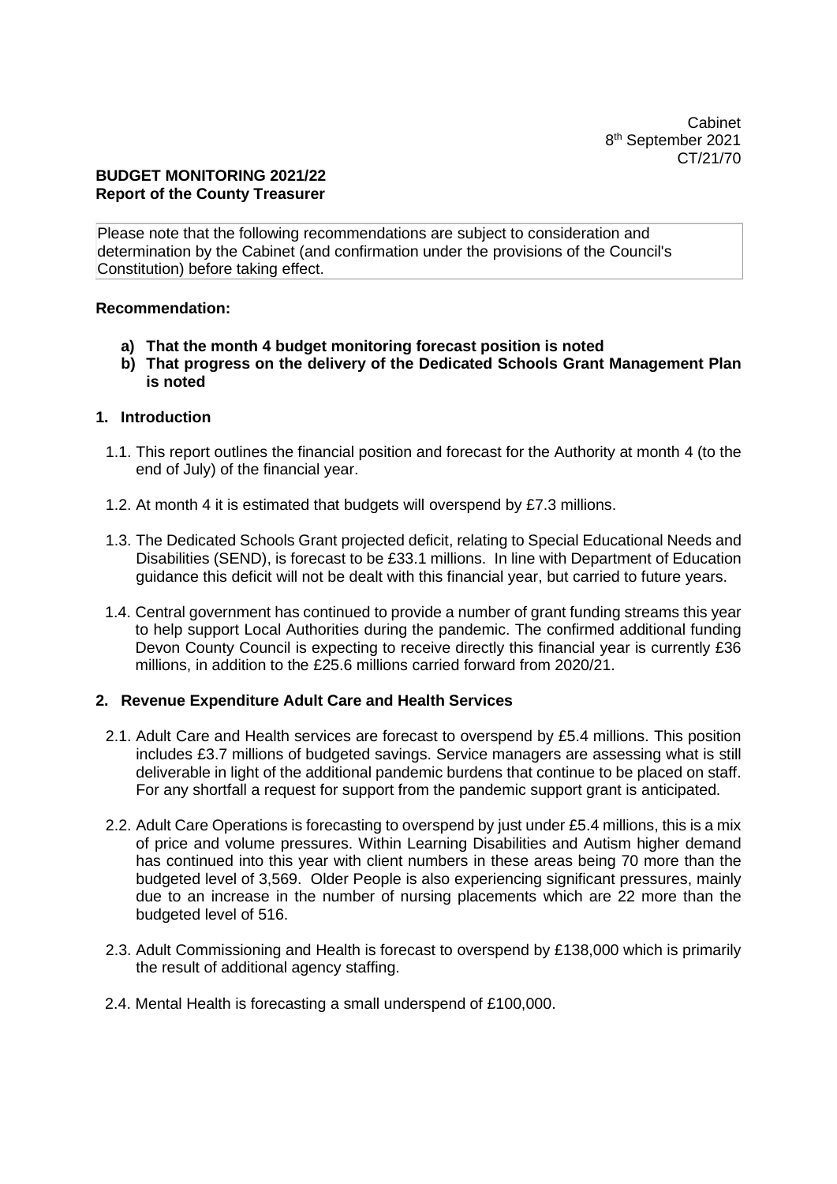Cabinet
8th September 2021
CT/21/70

**BUDGET MONITORING 2021/22**
**Report of the County Treasurer**

Please note that the following recommendations are subject to consideration and determination by the Cabinet (and confirmation under the provisions of the Council's Constitution) before taking effect.

**Recommendation:**

- **a) That the month 4 budget monitoring forecast position is noted**
- **b) That progress on the delivery of the Dedicated Schools Grant Management Plan is noted**

## 1. Introduction

1.1. This report outlines the financial position and forecast for the Authority at month 4 (to the end of July) of the financial year.

1.2. At month 4 it is estimated that budgets will overspend by £7.3 millions.

1.3. The Dedicated Schools Grant projected deficit, relating to Special Educational Needs and Disabilities (SEND), is forecast to be £33.1 millions. In line with Department of Education guidance this deficit will not be dealt with this financial year, but carried to future years.

1.4. Central government has continued to provide a number of grant funding streams this year to help support Local Authorities during the pandemic. The confirmed additional funding Devon County Council is expecting to receive directly this financial year is currently £36 millions, in addition to the £25.6 millions carried forward from 2020/21.

## 2. Revenue Expenditure Adult Care and Health Services

2.1. Adult Care and Health services are forecast to overspend by £5.4 millions. This position includes £3.7 millions of budgeted savings. Service managers are assessing what is still deliverable in light of the additional pandemic burdens that continue to be placed on staff. For any shortfall a request for support from the pandemic support grant is anticipated.

2.2. Adult Care Operations is forecasting to overspend by just under £5.4 millions, this is a mix of price and volume pressures. Within Learning Disabilities and Autism higher demand has continued into this year with client numbers in these areas being 70 more than the budgeted level of 3,569. Older People is also experiencing significant pressures, mainly due to an increase in the number of nursing placements which are 22 more than the budgeted level of 516.

2.3. Adult Commissioning and Health is forecast to overspend by £138,000 which is primarily the result of additional agency staffing.

2.4. Mental Health is forecasting a small underspend of £100,000.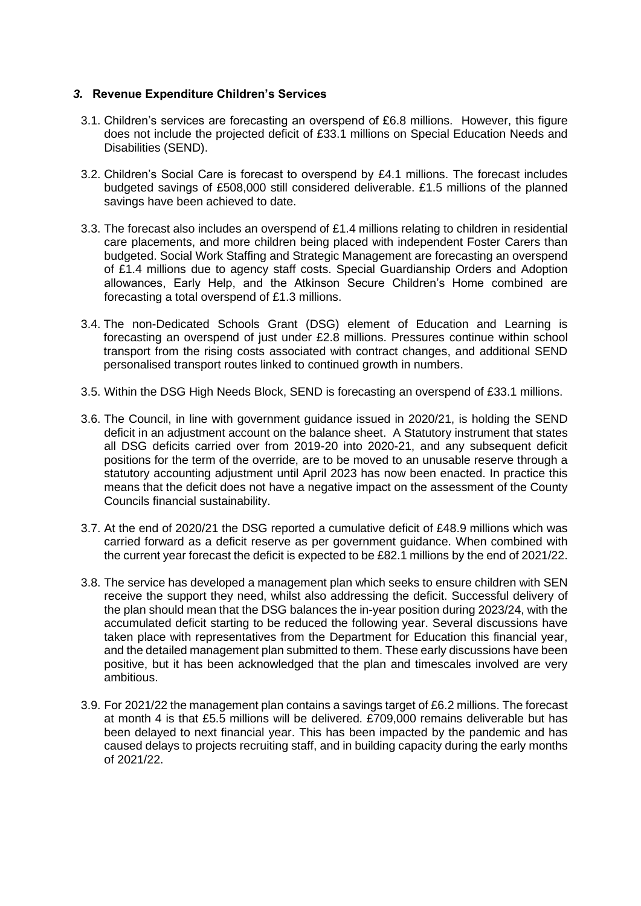## *3.* **Revenue Expenditure Children's Services**

3.1. Children's services are forecasting an overspend of £6.8 millions. However, this figure does not include the projected deficit of £33.1 millions on Special Education Needs and Disabilities (SEND).

3.2. Children's Social Care is forecast to overspend by £4.1 millions. The forecast includes budgeted savings of £508,000 still considered deliverable. £1.5 millions of the planned savings have been achieved to date.

3.3. The forecast also includes an overspend of £1.4 millions relating to children in residential care placements, and more children being placed with independent Foster Carers than budgeted. Social Work Staffing and Strategic Management are forecasting an overspend of £1.4 millions due to agency staff costs. Special Guardianship Orders and Adoption allowances, Early Help, and the Atkinson Secure Children's Home combined are forecasting a total overspend of £1.3 millions.

3.4. The non-Dedicated Schools Grant (DSG) element of Education and Learning is forecasting an overspend of just under £2.8 millions. Pressures continue within school transport from the rising costs associated with contract changes, and additional SEND personalised transport routes linked to continued growth in numbers.

3.5. Within the DSG High Needs Block, SEND is forecasting an overspend of £33.1 millions.

3.6. The Council, in line with government guidance issued in 2020/21, is holding the SEND deficit in an adjustment account on the balance sheet. A Statutory instrument that states all DSG deficits carried over from 2019-20 into 2020-21, and any subsequent deficit positions for the term of the override, are to be moved to an unusable reserve through a statutory accounting adjustment until April 2023 has now been enacted. In practice this means that the deficit does not have a negative impact on the assessment of the County Councils financial sustainability.

3.7. At the end of 2020/21 the DSG reported a cumulative deficit of £48.9 millions which was carried forward as a deficit reserve as per government guidance. When combined with the current year forecast the deficit is expected to be £82.1 millions by the end of 2021/22.

3.8. The service has developed a management plan which seeks to ensure children with SEN receive the support they need, whilst also addressing the deficit. Successful delivery of the plan should mean that the DSG balances the in-year position during 2023/24, with the accumulated deficit starting to be reduced the following year. Several discussions have taken place with representatives from the Department for Education this financial year, and the detailed management plan submitted to them. These early discussions have been positive, but it has been acknowledged that the plan and timescales involved are very ambitious.

3.9. For 2021/22 the management plan contains a savings target of £6.2 millions. The forecast at month 4 is that £5.5 millions will be delivered. £709,000 remains deliverable but has been delayed to next financial year. This has been impacted by the pandemic and has caused delays to projects recruiting staff, and in building capacity during the early months of 2021/22.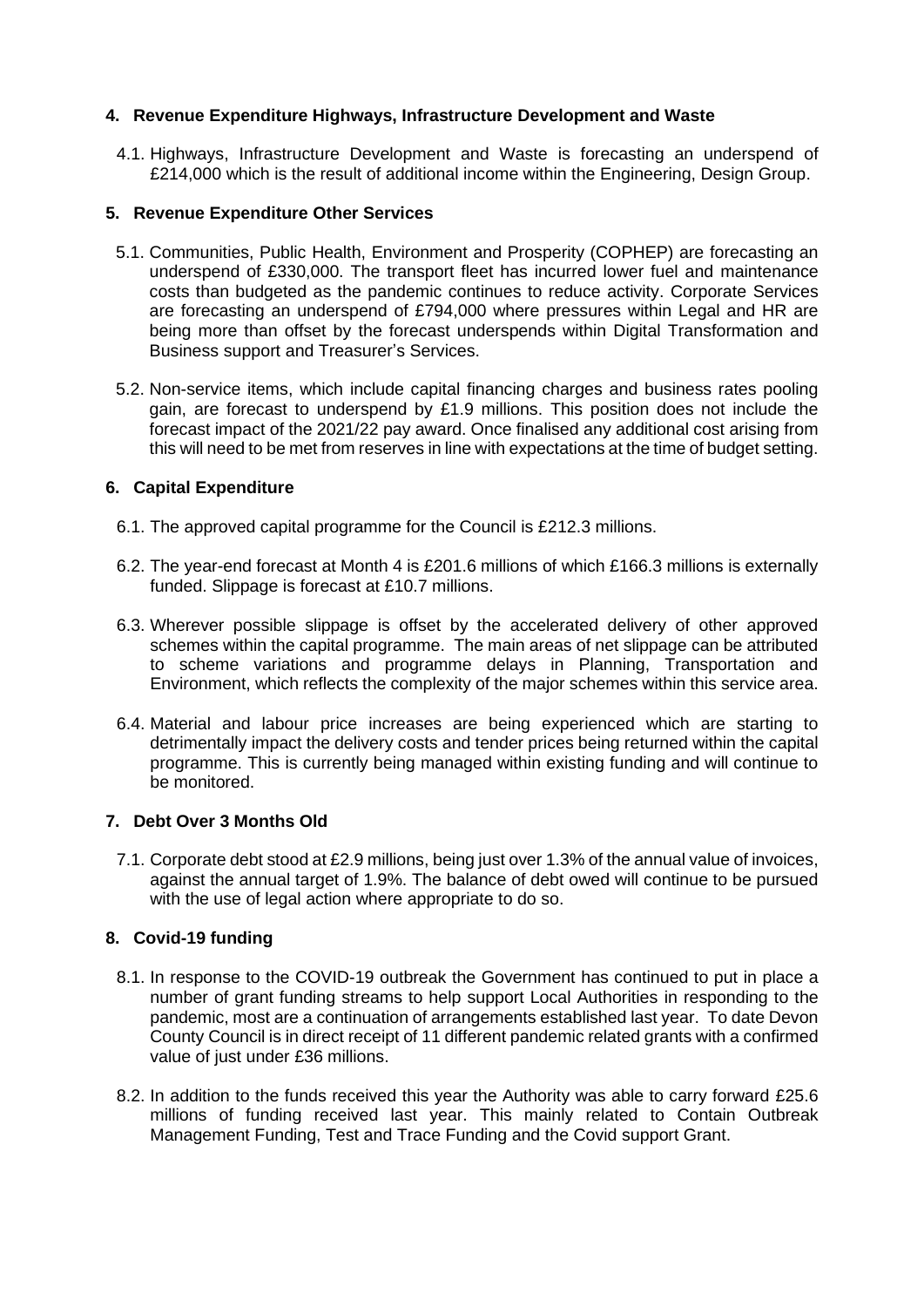## 4. Revenue Expenditure Highways, Infrastructure Development and Waste

4.1. Highways, Infrastructure Development and Waste is forecasting an underspend of £214,000 which is the result of additional income within the Engineering, Design Group.

## 5. Revenue Expenditure Other Services

5.1. Communities, Public Health, Environment and Prosperity (COPHEP) are forecasting an underspend of £330,000. The transport fleet has incurred lower fuel and maintenance costs than budgeted as the pandemic continues to reduce activity. Corporate Services are forecasting an underspend of £794,000 where pressures within Legal and HR are being more than offset by the forecast underspends within Digital Transformation and Business support and Treasurer's Services.

5.2. Non-service items, which include capital financing charges and business rates pooling gain, are forecast to underspend by £1.9 millions. This position does not include the forecast impact of the 2021/22 pay award. Once finalised any additional cost arising from this will need to be met from reserves in line with expectations at the time of budget setting.

## 6. Capital Expenditure

6.1. The approved capital programme for the Council is £212.3 millions.

6.2. The year-end forecast at Month 4 is £201.6 millions of which £166.3 millions is externally funded. Slippage is forecast at £10.7 millions.

6.3. Wherever possible slippage is offset by the accelerated delivery of other approved schemes within the capital programme. The main areas of net slippage can be attributed to scheme variations and programme delays in Planning, Transportation and Environment, which reflects the complexity of the major schemes within this service area.

6.4. Material and labour price increases are being experienced which are starting to detrimentally impact the delivery costs and tender prices being returned within the capital programme. This is currently being managed within existing funding and will continue to be monitored.

## 7. Debt Over 3 Months Old

7.1. Corporate debt stood at £2.9 millions, being just over 1.3% of the annual value of invoices, against the annual target of 1.9%. The balance of debt owed will continue to be pursued with the use of legal action where appropriate to do so.

## 8. Covid-19 funding

8.1. In response to the COVID-19 outbreak the Government has continued to put in place a number of grant funding streams to help support Local Authorities in responding to the pandemic, most are a continuation of arrangements established last year. To date Devon County Council is in direct receipt of 11 different pandemic related grants with a confirmed value of just under £36 millions.

8.2. In addition to the funds received this year the Authority was able to carry forward £25.6 millions of funding received last year. This mainly related to Contain Outbreak Management Funding, Test and Trace Funding and the Covid support Grant.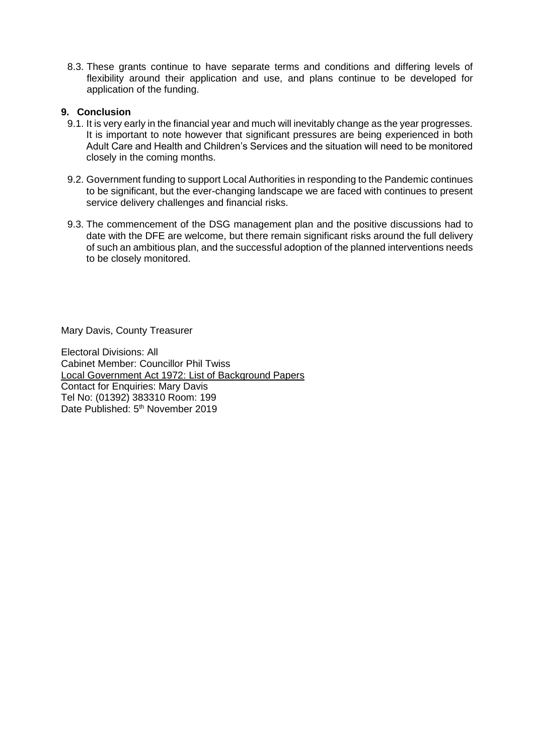8.3. These grants continue to have separate terms and conditions and differing levels of flexibility around their application and use, and plans continue to be developed for application of the funding.

## 9. Conclusion

9.1. It is very early in the financial year and much will inevitably change as the year progresses. It is important to note however that significant pressures are being experienced in both Adult Care and Health and Children's Services and the situation will need to be monitored closely in the coming months.

9.2. Government funding to support Local Authorities in responding to the Pandemic continues to be significant, but the ever-changing landscape we are faced with continues to present service delivery challenges and financial risks.

9.3. The commencement of the DSG management plan and the positive discussions had to date with the DFE are welcome, but there remain significant risks around the full delivery of such an ambitious plan, and the successful adoption of the planned interventions needs to be closely monitored.

Mary Davis, County Treasurer

Electoral Divisions: All
Cabinet Member: Councillor Phil Twiss
Local Government Act 1972: List of Background Papers
Contact for Enquiries: Mary Davis
Tel No: (01392) 383310 Room: 199
Date Published: 5th November 2019